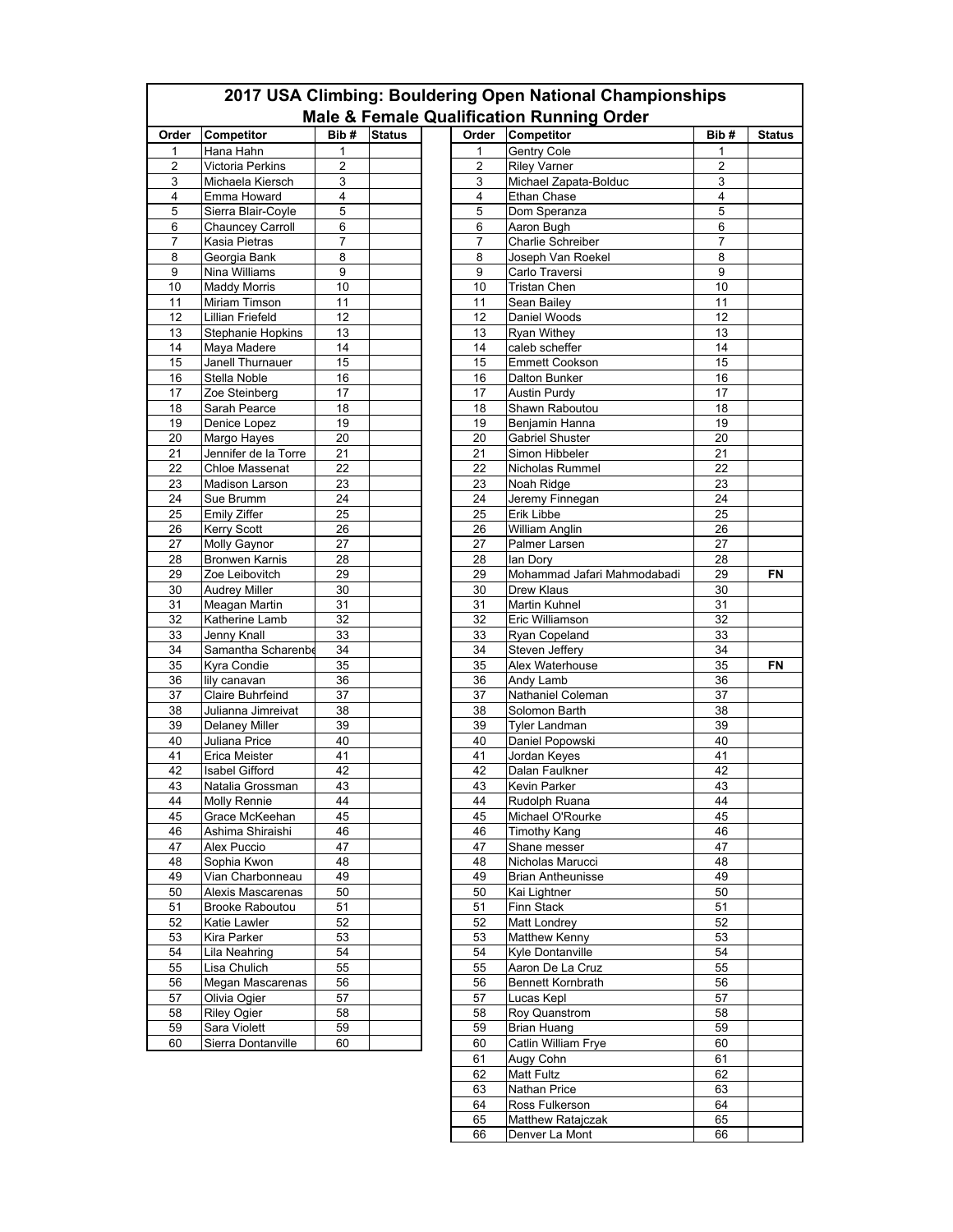# 2017 USA Climbing: Bouldering Open National Championships

## Male & Female Qualification Running Order

| Order | Competitor | Bib # | Status |
|---|---|---|---|
| 1 | Hana Hahn | 1 | |
| 2 | Victoria Perkins | 2 | |
| 3 | Michaela Kiersch | 3 | |
| 4 | Emma Howard | 4 | |
| 5 | Sierra Blair-Coyle | 5 | |
| 6 | Chauncey Carroll | 6 | |
| 7 | Kasia Pietras | 7 | |
| 8 | Georgia Bank | 8 | |
| 9 | Nina Williams | 9 | |
| 10 | Maddy Morris | 10 | |
| 11 | Miriam Timson | 11 | |
| 12 | Lillian Friefeld | 12 | |
| 13 | Stephanie Hopkins | 13 | |
| 14 | Maya Madere | 14 | |
| 15 | Janell Thurnauer | 15 | |
| 16 | Stella Noble | 16 | |
| 17 | Zoe Steinberg | 17 | |
| 18 | Sarah Pearce | 18 | |
| 19 | Denice Lopez | 19 | |
| 20 | Margo Hayes | 20 | |
| 21 | Jennifer de la Torre | 21 | |
| 22 | Chloe Massenat | 22 | |
| 23 | Madison Larson | 23 | |
| 24 | Sue Brumm | 24 | |
| 25 | Emily Ziffer | 25 | |
| 26 | Kerry Scott | 26 | |
| 27 | Molly Gaynor | 27 | |
| 28 | Bronwen Karnis | 28 | |
| 29 | Zoe Leibovitch | 29 | |
| 30 | Audrey Miller | 30 | |
| 31 | Meagan Martin | 31 | |
| 32 | Katherine Lamb | 32 | |
| 33 | Jenny Knall | 33 | |
| 34 | Samantha Scharenbe | 34 | |
| 35 | Kyra Condie | 35 | |
| 36 | lily canavan | 36 | |
| 37 | Claire Buhrfeind | 37 | |
| 38 | Julianna Jimreivat | 38 | |
| 39 | Delaney Miller | 39 | |
| 40 | Juliana Price | 40 | |
| 41 | Erica Meister | 41 | |
| 42 | Isabel Gifford | 42 | |
| 43 | Natalia Grossman | 43 | |
| 44 | Molly Rennie | 44 | |
| 45 | Grace McKeehan | 45 | |
| 46 | Ashima Shiraishi | 46 | |
| 47 | Alex Puccio | 47 | |
| 48 | Sophia Kwon | 48 | |
| 49 | Vian Charbonneau | 49 | |
| 50 | Alexis Mascarenas | 50 | |
| 51 | Brooke Raboutou | 51 | |
| 52 | Katie Lawler | 52 | |
| 53 | Kira Parker | 53 | |
| 54 | Lila Neahring | 54 | |
| 55 | Lisa Chulich | 55 | |
| 56 | Megan Mascarenas | 56 | |
| 57 | Olivia Ogier | 57 | |
| 58 | Riley Ogier | 58 | |
| 59 | Sara Violett | 59 | |
| 60 | Sierra Dontanville | 60 | |

| Order | Competitor | Bib # | Status |
|---|---|---|---|
| 1 | Gentry Cole | 1 | |
| 2 | Riley Varner | 2 | |
| 3 | Michael Zapata-Bolduc | 3 | |
| 4 | Ethan Chase | 4 | |
| 5 | Dom Speranza | 5 | |
| 6 | Aaron Bugh | 6 | |
| 7 | Charlie Schreiber | 7 | |
| 8 | Joseph Van Roekel | 8 | |
| 9 | Carlo Traversi | 9 | |
| 10 | Tristan Chen | 10 | |
| 11 | Sean Bailey | 11 | |
| 12 | Daniel Woods | 12 | |
| 13 | Ryan Withey | 13 | |
| 14 | caleb scheffer | 14 | |
| 15 | Emmett Cookson | 15 | |
| 16 | Dalton Bunker | 16 | |
| 17 | Austin Purdy | 17 | |
| 18 | Shawn Raboutou | 18 | |
| 19 | Benjamin Hanna | 19 | |
| 20 | Gabriel Shuster | 20 | |
| 21 | Simon Hibbeler | 21 | |
| 22 | Nicholas Rummel | 22 | |
| 23 | Noah Ridge | 23 | |
| 24 | Jeremy Finnegan | 24 | |
| 25 | Erik Libbe | 25 | |
| 26 | William Anglin | 26 | |
| 27 | Palmer Larsen | 27 | |
| 28 | Ian Dory | 28 | |
| 29 | Mohammad Jafari Mahmodabadi | 29 | **FN** |
| 30 | Drew Klaus | 30 | |
| 31 | Martin Kuhnel | 31 | |
| 32 | Eric Williamson | 32 | |
| 33 | Ryan Copeland | 33 | |
| 34 | Steven Jeffery | 34 | |
| 35 | Alex Waterhouse | 35 | **FN** |
| 36 | Andy Lamb | 36 | |
| 37 | Nathaniel Coleman | 37 | |
| 38 | Solomon Barth | 38 | |
| 39 | Tyler Landman | 39 | |
| 40 | Daniel Popowski | 40 | |
| 41 | Jordan Keyes | 41 | |
| 42 | Dalan Faulkner | 42 | |
| 43 | Kevin Parker | 43 | |
| 44 | Rudolph Ruana | 44 | |
| 45 | Michael O'Rourke | 45 | |
| 46 | Timothy Kang | 46 | |
| 47 | Shane messer | 47 | |
| 48 | Nicholas Marucci | 48 | |
| 49 | Brian Antheunisse | 49 | |
| 50 | Kai Lightner | 50 | |
| 51 | Finn Stack | 51 | |
| 52 | Matt Londrey | 52 | |
| 53 | Matthew Kenny | 53 | |
| 54 | Kyle Dontanville | 54 | |
| 55 | Aaron De La Cruz | 55 | |
| 56 | Bennett Kornbrath | 56 | |
| 57 | Lucas Kepl | 57 | |
| 58 | Roy Quanstrom | 58 | |
| 59 | Brian Huang | 59 | |
| 60 | Catlin William Frye | 60 | |
| 61 | Augy Cohn | 61 | |
| 62 | Matt Fultz | 62 | |
| 63 | Nathan Price | 63 | |
| 64 | Ross Fulkerson | 64 | |
| 65 | Matthew Ratajczak | 65 | |
| 66 | Denver La Mont | 66 | |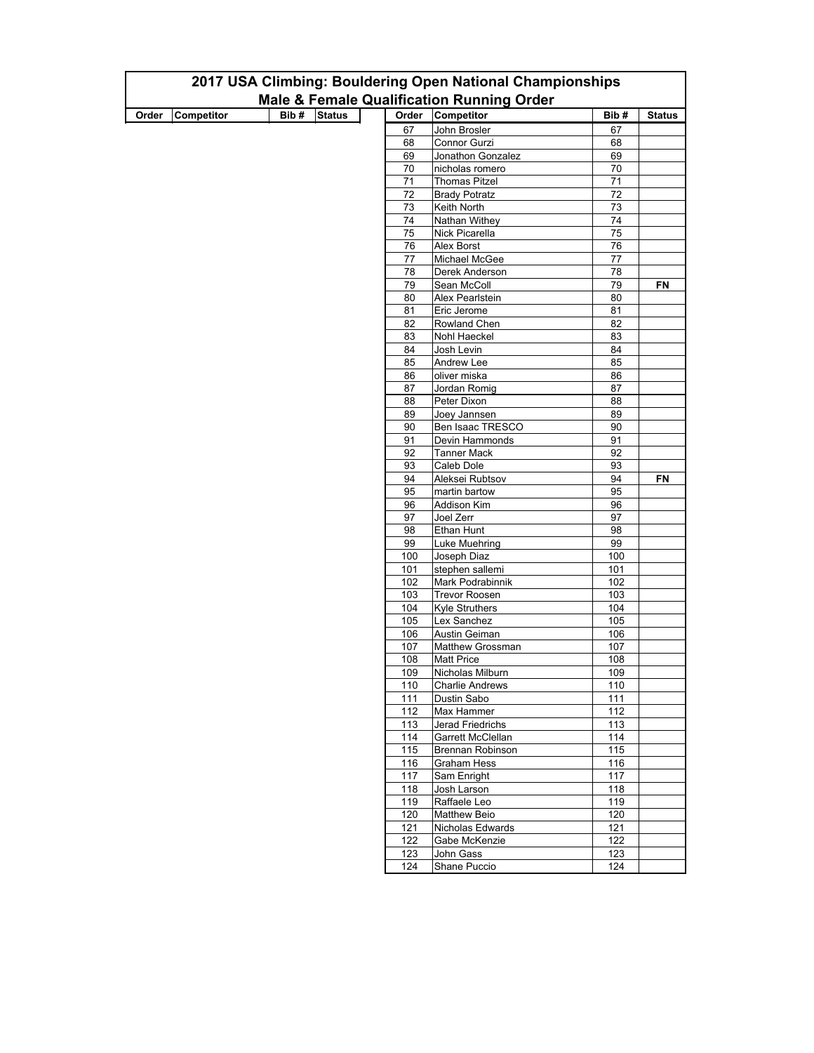# 2017 USA Climbing: Bouldering Open National Championships
## Male & Female Qualification Running Order

| Order | Competitor | Bib # | Status | Order | Competitor | Bib # | Status |
|---|---|---|---|---|---|---|---|
| | | | | 67 | John Brosler | 67 | |
| | | | | 68 | Connor Gurzi | 68 | |
| | | | | 69 | Jonathon Gonzalez | 69 | |
| | | | | 70 | nicholas romero | 70 | |
| | | | | 71 | Thomas Pitzel | 71 | |
| | | | | 72 | Brady Potratz | 72 | |
| | | | | 73 | Keith North | 73 | |
| | | | | 74 | Nathan Withey | 74 | |
| | | | | 75 | Nick Picarella | 75 | |
| | | | | 76 | Alex Borst | 76 | |
| | | | | 77 | Michael McGee | 77 | |
| | | | | 78 | Derek Anderson | 78 | |
| | | | | 79 | Sean McColl | 79 | **FN** |
| | | | | 80 | Alex Pearlstein | 80 | |
| | | | | 81 | Eric Jerome | 81 | |
| | | | | 82 | Rowland Chen | 82 | |
| | | | | 83 | Nohl Haeckel | 83 | |
| | | | | 84 | Josh Levin | 84 | |
| | | | | 85 | Andrew Lee | 85 | |
| | | | | 86 | oliver miska | 86 | |
| | | | | 87 | Jordan Romig | 87 | |
| | | | | 88 | Peter Dixon | 88 | |
| | | | | 89 | Joey Jannsen | 89 | |
| | | | | 90 | Ben Isaac TRESCO | 90 | |
| | | | | 91 | Devin Hammonds | 91 | |
| | | | | 92 | Tanner Mack | 92 | |
| | | | | 93 | Caleb Dole | 93 | |
| | | | | 94 | Aleksei Rubtsov | 94 | **FN** |
| | | | | 95 | martin bartow | 95 | |
| | | | | 96 | Addison Kim | 96 | |
| | | | | 97 | Joel Zerr | 97 | |
| | | | | 98 | Ethan Hunt | 98 | |
| | | | | 99 | Luke Muehring | 99 | |
| | | | | 100 | Joseph Diaz | 100 | |
| | | | | 101 | stephen sallemi | 101 | |
| | | | | 102 | Mark Podrabinnik | 102 | |
| | | | | 103 | Trevor Roosen | 103 | |
| | | | | 104 | Kyle Struthers | 104 | |
| | | | | 105 | Lex Sanchez | 105 | |
| | | | | 106 | Austin Geiman | 106 | |
| | | | | 107 | Matthew Grossman | 107 | |
| | | | | 108 | Matt Price | 108 | |
| | | | | 109 | Nicholas Milburn | 109 | |
| | | | | 110 | Charlie Andrews | 110 | |
| | | | | 111 | Dustin Sabo | 111 | |
| | | | | 112 | Max Hammer | 112 | |
| | | | | 113 | Jerad Friedrichs | 113 | |
| | | | | 114 | Garrett McClellan | 114 | |
| | | | | 115 | Brennan Robinson | 115 | |
| | | | | 116 | Graham Hess | 116 | |
| | | | | 117 | Sam Enright | 117 | |
| | | | | 118 | Josh Larson | 118 | |
| | | | | 119 | Raffaele Leo | 119 | |
| | | | | 120 | Matthew Beio | 120 | |
| | | | | 121 | Nicholas Edwards | 121 | |
| | | | | 122 | Gabe McKenzie | 122 | |
| | | | | 123 | John Gass | 123 | |
| | | | | 124 | Shane Puccio | 124 | |